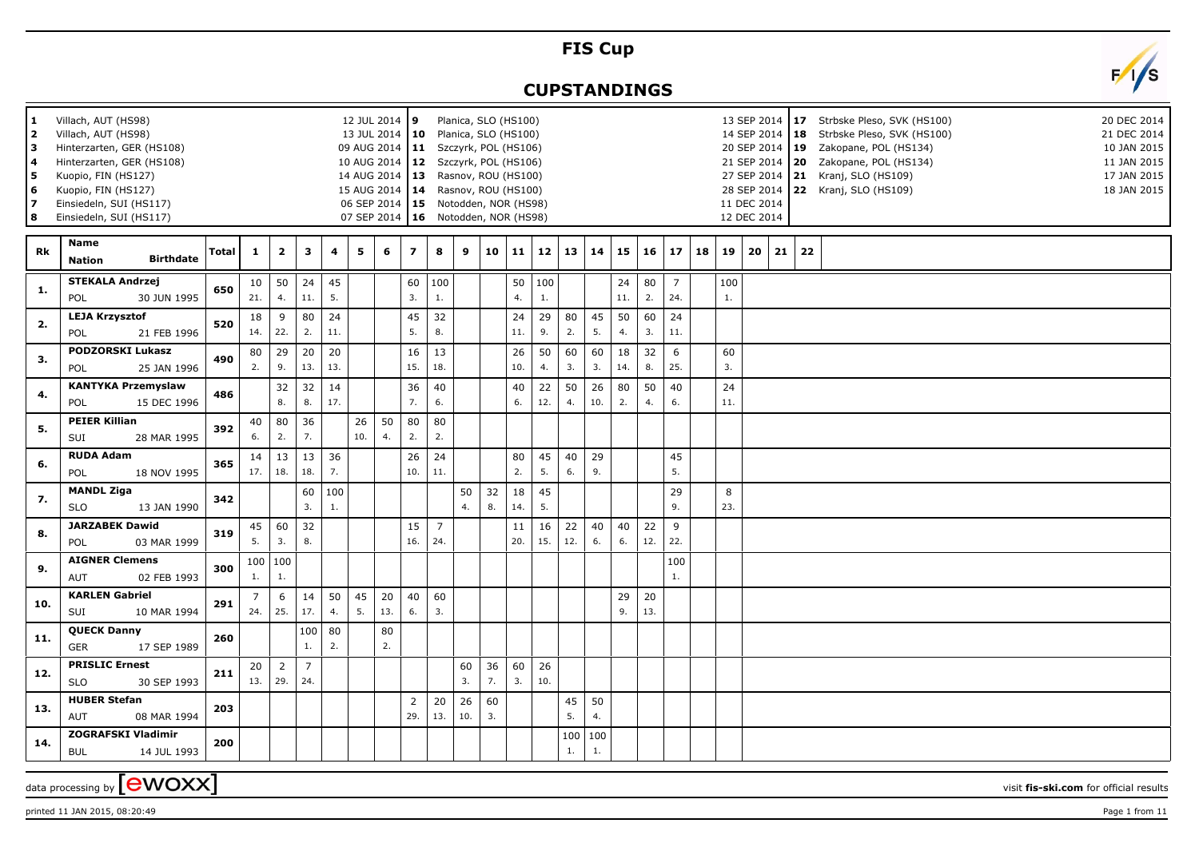# FIS Cup

## CUPSTANDINGS

| No. | Venue | Date |
|---|---|---|
| 1 | Villach, AUT (HS98) | 12 JUL 2014 |
| 2 | Villach, AUT (HS98) | 13 JUL 2014 |
| 3 | Hinterzarten, GER (HS108) | 09 AUG 2014 |
| 4 | Hinterzarten, GER (HS108) | 10 AUG 2014 |
| 5 | Kuopio, FIN (HS127) | 14 AUG 2014 |
| 6 | Kuopio, FIN (HS127) | 15 AUG 2014 |
| 7 | Einsiedeln, SUI (HS117) | 06 SEP 2014 |
| 8 | Einsiedeln, SUI (HS117) | 07 SEP 2014 |
| 9 | Planica, SLO (HS100) | 13 SEP 2014 |
| 10 | Planica, SLO (HS100) | 14 SEP 2014 |
| 11 | Szczyrk, POL (HS106) | 20 SEP 2014 |
| 12 | Szczyrk, POL (HS106) | 21 SEP 2014 |
| 13 | Rasnov, ROU (HS100) | 27 SEP 2014 |
| 14 | Rasnov, ROU (HS100) | 28 SEP 2014 |
| 15 | Notodden, NOR (HS98) | 11 DEC 2014 |
| 16 | Notodden, NOR (HS98) | 12 DEC 2014 |
| 17 | Strbske Pleso, SVK (HS100) | 20 DEC 2014 |
| 18 | Strbske Pleso, SVK (HS100) | 21 DEC 2014 |
| 19 | Zakopane, POL (HS134) | 10 JAN 2015 |
| 20 | Zakopane, POL (HS134) | 11 JAN 2015 |
| 21 | Kranj, SLO (HS109) | 17 JAN 2015 |
| 22 | Kranj, SLO (HS109) | 18 JAN 2015 |

| Rk | Name / Nation / Birthdate | Total | 1 | 2 | 3 | 4 | 5 | 6 | 7 | 8 | 9 | 10 | 11 | 12 | 13 | 14 | 15 | 16 | 17 | 18 | 19 | 20 | 21 | 22 |
|---|---|---|---|---|---|---|---|---|---|---|---|---|---|---|---|---|---|---|---|---|---|---|---|---|
| 1. | STEKALA Andrzej / POL / 30 JUN 1995 | 650 | 10 21. | 50 4. | 24 11. | 45 5. | | | 60 3. | 100 1. | | | 50 4. | 100 1. | | | 24 11. | 80 2. | 7 24. | | 100 1. | | | |
| 2. | LEJA Krzysztof / POL / 21 FEB 1996 | 520 | 18 14. | 9 22. | 80 2. | 24 11. | | | 45 5. | 32 8. | | | 24 11. | 29 9. | 80 2. | 45 5. | 50 4. | 60 3. | 24 11. | | | | | |
| 3. | PODZORSKI Lukasz / POL / 25 JAN 1996 | 490 | 80 2. | 29 9. | 20 13. | 20 13. | | | 16 15. | 13 18. | | | 26 10. | 50 4. | 60 3. | 60 3. | 18 14. | 32 8. | 6 25. | | 60 3. | | | |
| 4. | KANTYKA Przemyslaw / POL / 15 DEC 1996 | 486 | | 32 8. | 32 8. | 14 17. | | | 36 7. | 40 6. | | | 40 6. | 22 12. | 50 4. | 26 10. | 80 2. | 50 4. | 40 6. | | 24 11. | | | |
| 5. | PEIER Killian / SUI / 28 MAR 1995 | 392 | 40 6. | 80 2. | 36 7. | | 26 10. | 50 4. | 80 2. | 80 2. | | | | | | | | | | | | | | |
| 6. | RUDA Adam / POL / 18 NOV 1995 | 365 | 14 17. | 13 18. | 13 18. | 36 7. | | | 26 10. | 24 11. | | | 80 2. | 45 5. | 40 6. | 29 9. | | | 45 5. | | | | | |
| 7. | MANDL Ziga / SLO / 13 JAN 1990 | 342 | | | 60 3. | 100 1. | | | | | 50 4. | 32 8. | 18 14. | 45 5. | | | | | 29 9. | | 8 23. | | | |
| 8. | JARZABEK Dawid / POL / 03 MAR 1999 | 319 | 45 5. | 60 3. | 32 8. | | | | 15 16. | 7 24. | | | 11 20. | 16 15. | 22 12. | 40 6. | 40 6. | 22 12. | 9 22. | | | | | |
| 9. | AIGNER Clemens / AUT / 02 FEB 1993 | 300 | 100 1. | 100 1. | | | | | | | | | | | | | | | 100 1. | | | | | |
| 10. | KARLEN Gabriel / SUI / 10 MAR 1994 | 291 | 7 24. | 6 25. | 14 17. | 50 4. | 45 5. | 20 13. | 40 6. | 60 3. | | | | | | | 29 9. | 20 13. | | | | | | |
| 11. | QUECK Danny / GER / 17 SEP 1989 | 260 | | | 100 1. | 80 2. | | 80 2. | | | | | | | | | | | | | | | | |
| 12. | PRISLIC Ernest / SLO / 30 SEP 1993 | 211 | 20 13. | 2 29. | 7 24. | | | | | | 60 3. | 36 7. | 60 3. | 26 10. | | | | | | | | | | |
| 13. | HUBER Stefan / AUT / 08 MAR 1994 | 203 | | | | | | | 2 29. | 20 13. | 26 10. | 60 3. | | | 45 5. | 50 4. | | | | | | | | |
| 14. | ZOGRAFSKI Vladimir / BUL / 14 JUL 1993 | 200 | | | | | | | | | | | | | 100 1. | 100 1. | | | | | | | | |

data processing by [ewoxx] — visit fis-ski.com for official results

printed 11 JAN 2015, 08:20:49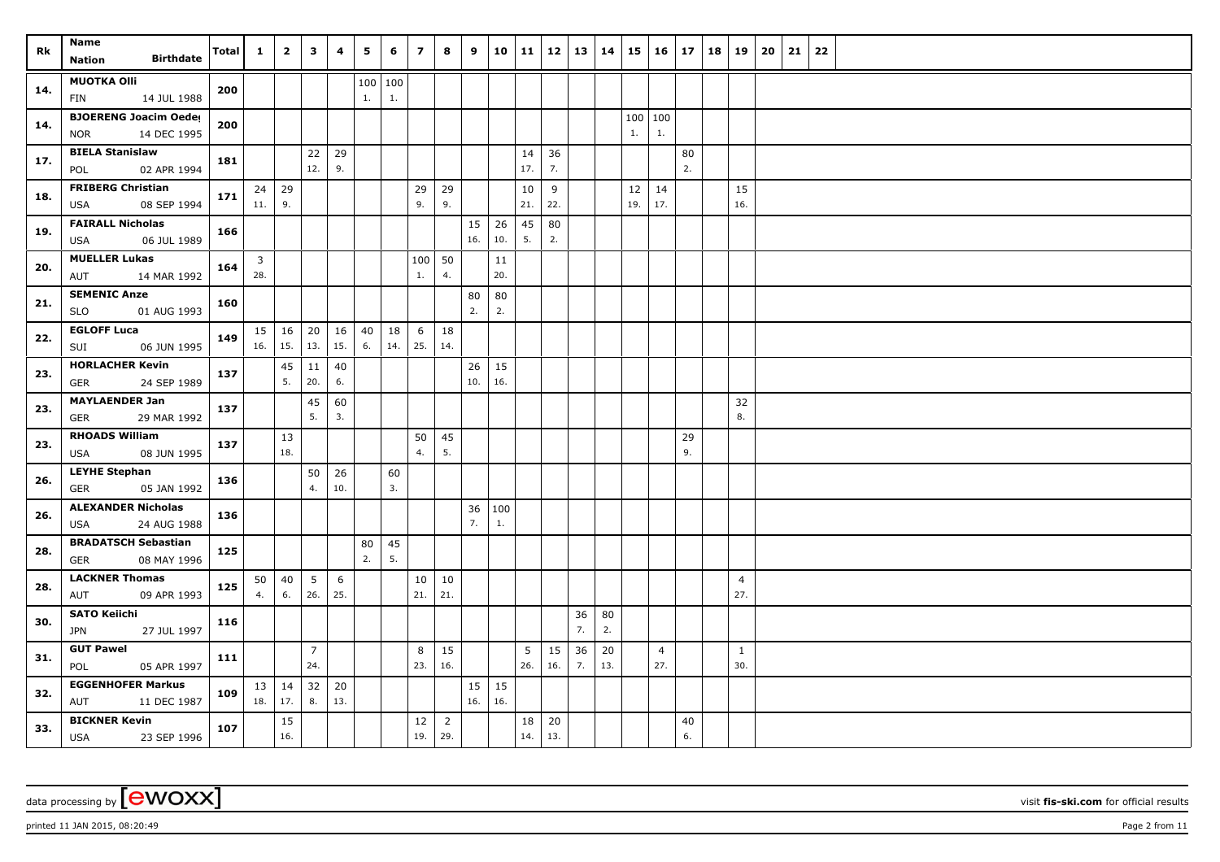| Rk | Name Nation Birthdate | Total | 1 | 2 | 3 | 4 | 5 | 6 | 7 | 8 | 9 | 10 | 11 | 12 | 13 | 14 | 15 | 16 | 17 | 18 | 19 | 20 | 21 | 22 |
|---|---|---|---|---|---|---|---|---|---|---|---|---|---|---|---|---|---|---|---|---|---|---|---|---|
| 14. | **MUOTKA Olli** FIN 14 JUL 1988 | 200 | | | | | 100 1. | 100 1. | | | | | | | | | | | | | | | | |
| 14. | **BJOERENG Joacim Oedeg** NOR 14 DEC 1995 | 200 | | | | | | | | | | | | | | | 100 1. | 100 1. | | | | | | |
| 17. | **BIELA Stanislaw** POL 02 APR 1994 | 181 | | | 22 12. | 29 9. | | | | | | | 14 17. | 36 7. | | | | | 80 2. | | | | | |
| 18. | **FRIBERG Christian** USA 08 SEP 1994 | 171 | 24 11. | 29 9. | | | | | 29 9. | 29 9. | | | 10 21. | 9 22. | | | 12 19. | 14 17. | | | 15 16. | | | |
| 19. | **FAIRALL Nicholas** USA 06 JUL 1989 | 166 | | | | | | | | | 15 16. | 26 10. | 45 5. | 80 2. | | | | | | | | | | |
| 20. | **MUELLER Lukas** AUT 14 MAR 1992 | 164 | 3 28. | | | | | | 100 1. | 50 4. | | 11 20. | | | | | | | | | | | | |
| 21. | **SEMENIC Anze** SLO 01 AUG 1993 | 160 | | | | | | | | | 80 2. | 80 2. | | | | | | | | | | | | |
| 22. | **EGLOFF Luca** SUI 06 JUN 1995 | 149 | 15 16. | 16 15. | 20 13. | 16 15. | 40 6. | 18 14. | 6 25. | 18 14. | | | | | | | | | | | | | | |
| 23. | **HORLACHER Kevin** GER 24 SEP 1989 | 137 | | 45 5. | 11 20. | 40 6. | | | | | 26 10. | 15 16. | | | | | | | | | | | | |
| 23. | **MAYLAENDER Jan** GER 29 MAR 1992 | 137 | | | 45 5. | 60 3. | | | | | | | | | | | | | | | 32 8. | | | |
| 23. | **RHOADS William** USA 08 JUN 1995 | 137 | | 13 18. | | | | | 50 4. | 45 5. | | | | | | | | | 29 9. | | | | | |
| 26. | **LEYHE Stephan** GER 05 JAN 1992 | 136 | | | 50 4. | 26 10. | | 60 3. | | | | | | | | | | | | | | | | |
| 26. | **ALEXANDER Nicholas** USA 24 AUG 1988 | 136 | | | | | | | | | 36 7. | 100 1. | | | | | | | | | | | | |
| 28. | **BRADATSCH Sebastian** GER 08 MAY 1996 | 125 | | | | | 80 2. | 45 5. | | | | | | | | | | | | | | | | |
| 28. | **LACKNER Thomas** AUT 09 APR 1993 | 125 | 50 4. | 40 6. | 5 26. | 6 25. | | | 10 21. | 10 21. | | | | | | | | | | | 4 27. | | | |
| 30. | **SATO Keiichi** JPN 27 JUL 1997 | 116 | | | | | | | | | | | | | 36 7. | 80 2. | | | | | | | | |
| 31. | **GUT Pawel** POL 05 APR 1997 | 111 | | | 7 24. | | | | 8 23. | 15 16. | | | 5 26. | 15 16. | 36 7. | 20 13. | | 4 27. | | | 1 30. | | | |
| 32. | **EGGENHOFER Markus** AUT 11 DEC 1987 | 109 | 13 18. | 14 17. | 32 8. | 20 13. | | | | | 15 16. | 15 16. | | | | | | | | | | | | |
| 33. | **BICKNER Kevin** USA 23 SEP 1996 | 107 | | 15 16. | | | | | 12 19. | 2 29. | | | 18 14. | 20 13. | | | | | 40 6. | | | | | |

data processing by [ewoxx] visit **fis-ski.com** for official results

printed 11 JAN 2015, 08:20:49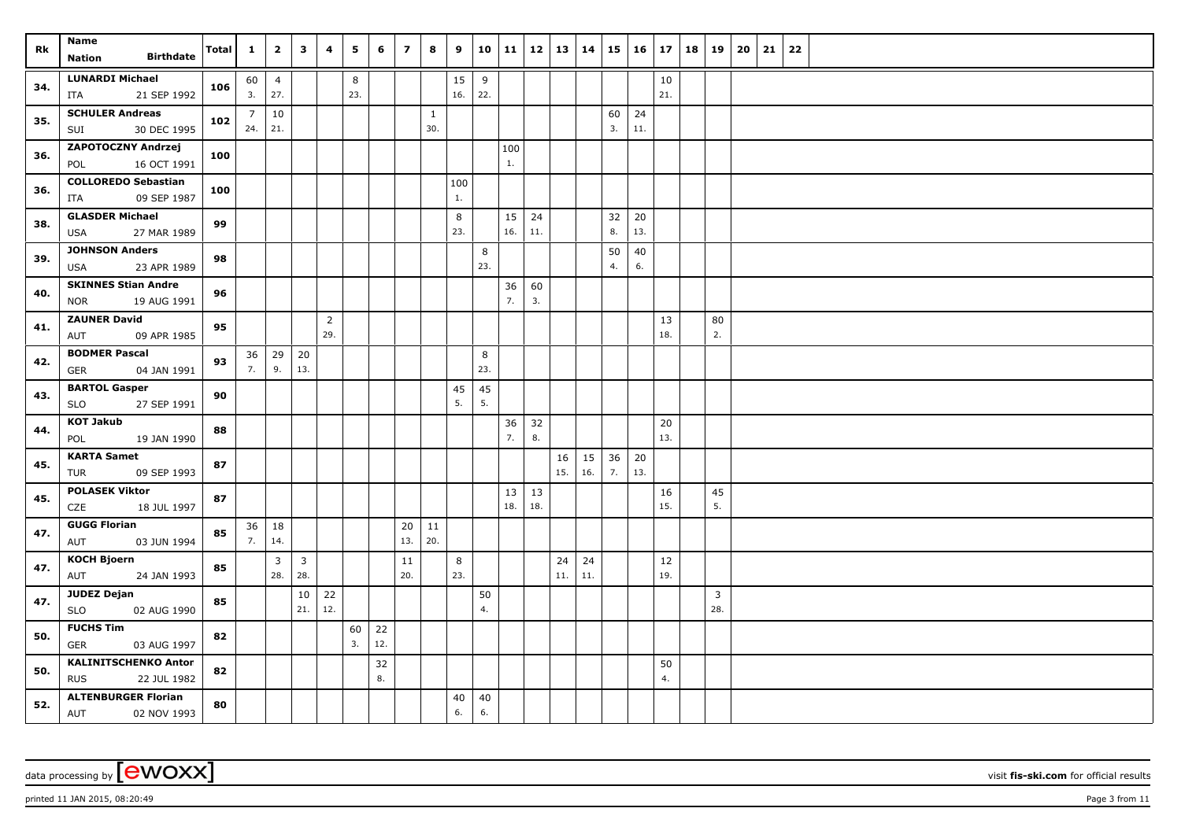| Rk | Name<br>Nation Birthdate | Total | 1 | 2 | 3 | 4 | 5 | 6 | 7 | 8 | 9 | 10 | 11 | 12 | 13 | 14 | 15 | 16 | 17 | 18 | 19 | 20 | 21 | 22 |
|---|---|---|---|---|---|---|---|---|---|---|---|---|---|---|---|---|---|---|---|---|---|---|---|---|
| 34. | **LUNARDI Michael**<br>ITA 21 SEP 1992 | 106 | 60<br>3. | 4<br>27. | | | 8<br>23. | | | | 15<br>16. | 9<br>22. | | | | | | | 10<br>21. | | | | | |
| 35. | **SCHULER Andreas**<br>SUI 30 DEC 1995 | 102 | 7<br>24. | 10<br>21. | | | | | | 1<br>30. | | | | | | | 60<br>3. | 24<br>11. | | | | | | |
| 36. | **ZAPOTOCZNY Andrzej**<br>POL 16 OCT 1991 | 100 | | | | | | | | | | | 100<br>1. | | | | | | | | | | | |
| 36. | **COLLOREDO Sebastian**<br>ITA 09 SEP 1987 | 100 | | | | | | | | | 100<br>1. | | | | | | | | | | | | | |
| 38. | **GLASDER Michael**<br>USA 27 MAR 1989 | 99 | | | | | | | | | 8<br>23. | | 15<br>16. | 24<br>11. | | | 32<br>8. | 20<br>13. | | | | | | |
| 39. | **JOHNSON Anders**<br>USA 23 APR 1989 | 98 | | | | | | | | | | 8<br>23. | | | | | 50<br>4. | 40<br>6. | | | | | | |
| 40. | **SKINNES Stian Andre**<br>NOR 19 AUG 1991 | 96 | | | | | | | | | | | 36<br>7. | 60<br>3. | | | | | | | | | | |
| 41. | **ZAUNER David**<br>AUT 09 APR 1985 | 95 | | | | 2<br>29. | | | | | | | | | | | | | 13<br>18. | | 80<br>2. | | | |
| 42. | **BODMER Pascal**<br>GER 04 JAN 1991 | 93 | 36<br>7. | 29<br>9. | 20<br>13. | | | | | | | 8<br>23. | | | | | | | | | | | | |
| 43. | **BARTOL Gasper**<br>SLO 27 SEP 1991 | 90 | | | | | | | | | 45<br>5. | 45<br>5. | | | | | | | | | | | | |
| 44. | **KOT Jakub**<br>POL 19 JAN 1990 | 88 | | | | | | | | | | | 36<br>7. | 32<br>8. | | | | | 20<br>13. | | | | | |
| 45. | **KARTA Samet**<br>TUR 09 SEP 1993 | 87 | | | | | | | | | | | | | 16<br>15. | 15<br>16. | 36<br>7. | 20<br>13. | | | | | | |
| 45. | **POLASEK Viktor**<br>CZE 18 JUL 1997 | 87 | | | | | | | | | | | 13<br>18. | 13<br>18. | | | | | 16<br>15. | | 45<br>5. | | | |
| 47. | **GUGG Florian**<br>AUT 03 JUN 1994 | 85 | 36<br>7. | 18<br>14. | | | | | 20<br>13. | 11<br>20. | | | | | | | | | | | | | | |
| 47. | **KOCH Bjoern**<br>AUT 24 JAN 1993 | 85 | | 3<br>28. | 3<br>28. | | | | 11<br>20. | | 8<br>23. | | | | 24<br>11. | 24<br>11. | | | 12<br>19. | | | | | |
| 47. | **JUDEZ Dejan**<br>SLO 02 AUG 1990 | 85 | | | 10<br>21. | 22<br>12. | | | | | | 50<br>4. | | | | | | | | | 3<br>28. | | | |
| 50. | **FUCHS Tim**<br>GER 03 AUG 1997 | 82 | | | | | 60<br>3. | 22<br>12. | | | | | | | | | | | | | | | | |
| 50. | **KALINITSCHENKO Anton**<br>RUS 22 JUL 1982 | 82 | | | | | | 32<br>8. | | | | | | | | | | | 50<br>4. | | | | | |
| 52. | **ALTENBURGER Florian**<br>AUT 02 NOV 1993 | 80 | | | | | | | | | 40<br>6. | 40<br>6. | | | | | | | | | | | | |

data processing by [ewoxx] visit **fis-ski.com** for official results

printed 11 JAN 2015, 08:20:49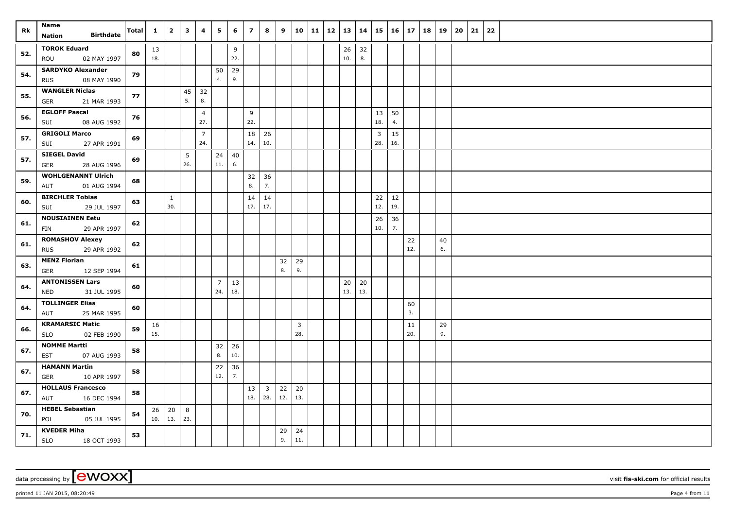| Rk | Name<br>Nation Birthdate | Total | 1 | 2 | 3 | 4 | 5 | 6 | 7 | 8 | 9 | 10 | 11 | 12 | 13 | 14 | 15 | 16 | 17 | 18 | 19 | 20 | 21 | 22 |
|---|---|---|---|---|---|---|---|---|---|---|---|---|---|---|---|---|---|---|---|---|---|---|---|---|
| 52. | TOROK Eduard<br>ROU 02 MAY 1997 | 80 | 13<br>18. | | | | | 9<br>22. | | | | | | | 26<br>10. | 32<br>8. | | | | | | | | |
| 54. | SARDYKO Alexander<br>RUS 08 MAY 1990 | 79 | | | | | 50<br>4. | 29<br>9. | | | | | | | | | | | | | | | | |
| 55. | WANGLER Niclas<br>GER 21 MAR 1993 | 77 | | | 45<br>5. | 32<br>8. | | | | | | | | | | | | | | | | | | |
| 56. | EGLOFF Pascal<br>SUI 08 AUG 1992 | 76 | | | | 4<br>27. | | | 9<br>22. | | | | | | | | 13<br>18. | 50<br>4. | | | | | | |
| 57. | GRIGOLI Marco<br>SUI 27 APR 1991 | 69 | | | | 7<br>24. | | | 18<br>14. | 26<br>10. | | | | | | | 3<br>28. | 15<br>16. | | | | | | |
| 57. | SIEGEL David<br>GER 28 AUG 1996 | 69 | | | 5<br>26. | | 24<br>11. | 40<br>6. | | | | | | | | | | | | | | | | |
| 59. | WOHLGENANNT Ulrich<br>AUT 01 AUG 1994 | 68 | | | | | | | 32<br>8. | 36<br>7. | | | | | | | | | | | | | | |
| 60. | BIRCHLER Tobias<br>SUI 29 JUL 1997 | 63 | | 1<br>30. | | | | | 14<br>17. | 14<br>17. | | | | | | | 22<br>12. | 12<br>19. | | | | | | |
| 61. | NOUSIAINEN Eetu<br>FIN 29 APR 1997 | 62 | | | | | | | | | | | | | | | 26<br>10. | 36<br>7. | | | | | | |
| 61. | ROMASHOV Alexey<br>RUS 29 APR 1992 | 62 | | | | | | | | | | | | | | | | | 22<br>12. | | 40<br>6. | | | |
| 63. | MENZ Florian<br>GER 12 SEP 1994 | 61 | | | | | | | | | 32<br>8. | 29<br>9. | | | | | | | | | | | | |
| 64. | ANTONISSEN Lars<br>NED 31 JUL 1995 | 60 | | | | | 7<br>24. | 13<br>18. | | | | | | | 20<br>13. | 20<br>13. | | | | | | | | |
| 64. | TOLLINGER Elias<br>AUT 25 MAR 1995 | 60 | | | | | | | | | | | | | | | | | 60<br>3. | | | | | |
| 66. | KRAMARSIC Matic<br>SLO 02 FEB 1990 | 59 | 16<br>15. | | | | | | | | | 3<br>28. | | | | | | | 11<br>20. | | 29<br>9. | | | |
| 67. | NOMME Martti<br>EST 07 AUG 1993 | 58 | | | | | 32<br>8. | 26<br>10. | | | | | | | | | | | | | | | | |
| 67. | HAMANN Martin<br>GER 10 APR 1997 | 58 | | | | | 22<br>12. | 36<br>7. | | | | | | | | | | | | | | | | |
| 67. | HOLLAUS Francesco<br>AUT 16 DEC 1994 | 58 | | | | | | | 13<br>18. | 3<br>28. | 22<br>12. | 20<br>13. | | | | | | | | | | | | |
| 70. | HEBEL Sebastian<br>POL 05 JUL 1995 | 54 | 26<br>10. | 20<br>13. | 8<br>23. | | | | | | | | | | | | | | | | | | | |
| 71. | KVEDER Miha<br>SLO 18 OCT 1993 | 53 | | | | | | | | | 29<br>9. | 24<br>11. | | | | | | | | | | | | |

data processing by [ewoxx] visit fis-ski.com for official results

printed 11 JAN 2015, 08:20:49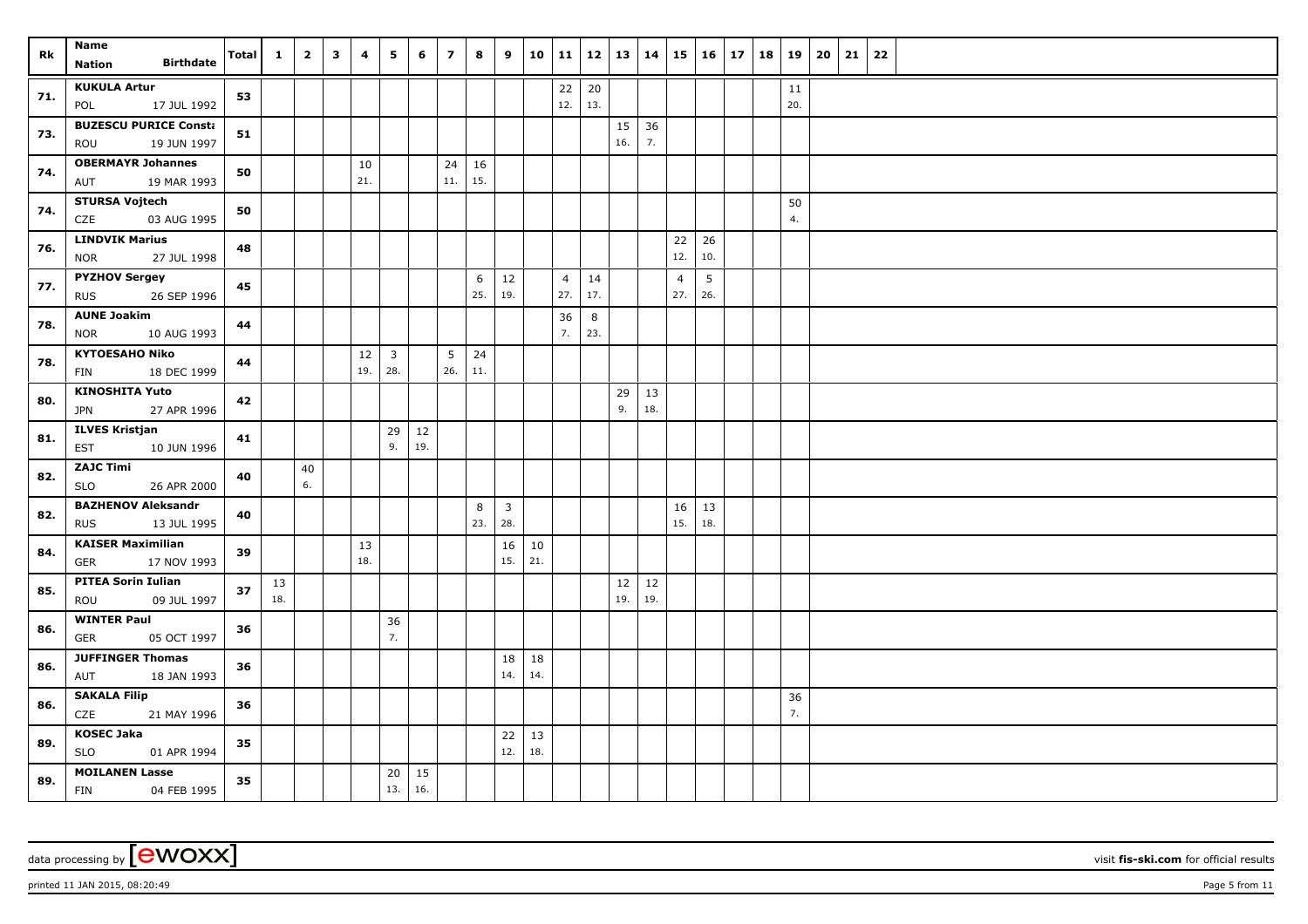| Rk | Name<br>Nation Birthdate | Total | 1 | 2 | 3 | 4 | 5 | 6 | 7 | 8 | 9 | 10 | 11 | 12 | 13 | 14 | 15 | 16 | 17 | 18 | 19 | 20 | 21 | 22 |
|---|---|---|---|---|---|---|---|---|---|---|---|---|---|---|---|---|---|---|---|---|---|---|---|---|
| 71. | **KUKULA Artur**<br>POL 17 JUL 1992 | 53 | | | | | | | | | | | 22<br>12. | 20<br>13. | | | | | | | 11<br>20. | | | |
| 73. | **BUZESCU PURICE Consta**<br>ROU 19 JUN 1997 | 51 | | | | | | | | | | | | | 15<br>16. | 36<br>7. | | | | | | | | |
| 74. | **OBERMAYR Johannes**<br>AUT 19 MAR 1993 | 50 | | | | 10<br>21. | | | 24<br>11. | 16<br>15. | | | | | | | | | | | | | | |
| 74. | **STURSA Vojtech**<br>CZE 03 AUG 1995 | 50 | | | | | | | | | | | | | | | | | | | 50<br>4. | | | |
| 76. | **LINDVIK Marius**<br>NOR 27 JUL 1998 | 48 | | | | | | | | | | | | | | | 22<br>12. | 26<br>10. | | | | | | |
| 77. | **PYZHOV Sergey**<br>RUS 26 SEP 1996 | 45 | | | | | | | | 6<br>25. | 12<br>19. | | 4<br>27. | 14<br>17. | | | 4<br>27. | 5<br>26. | | | | | | |
| 78. | **AUNE Joakim**<br>NOR 10 AUG 1993 | 44 | | | | | | | | | | | 36<br>7. | 8<br>23. | | | | | | | | | | |
| 78. | **KYTOESAHO Niko**<br>FIN 18 DEC 1999 | 44 | | | | 12<br>19. | 3<br>28. | | 5<br>26. | 24<br>11. | | | | | | | | | | | | | | |
| 80. | **KINOSHITA Yuto**<br>JPN 27 APR 1996 | 42 | | | | | | | | | | | | | 29<br>9. | 13<br>18. | | | | | | | | |
| 81. | **ILVES Kristjan**<br>EST 10 JUN 1996 | 41 | | | | | 29<br>9. | 12<br>19. | | | | | | | | | | | | | | | | |
| 82. | **ZAJC Timi**<br>SLO 26 APR 2000 | 40 | | 40<br>6. | | | | | | | | | | | | | | | | | | | | |
| 82. | **BAZHENOV Aleksandr**<br>RUS 13 JUL 1995 | 40 | | | | | | | | 8<br>23. | 3<br>28. | | | | | | 16<br>15. | 13<br>18. | | | | | | |
| 84. | **KAISER Maximilian**<br>GER 17 NOV 1993 | 39 | | | | 13<br>18. | | | | | 16<br>15. | 10<br>21. | | | | | | | | | | | | |
| 85. | **PITEA Sorin Iulian**<br>ROU 09 JUL 1997 | 37 | 13<br>18. | | | | | | | | | | | | 12<br>19. | 12<br>19. | | | | | | | | |
| 86. | **WINTER Paul**<br>GER 05 OCT 1997 | 36 | | | | | 36<br>7. | | | | | | | | | | | | | | | | | |
| 86. | **JUFFINGER Thomas**<br>AUT 18 JAN 1993 | 36 | | | | | | | | | 18<br>14. | 18<br>14. | | | | | | | | | | | | |
| 86. | **SAKALA Filip**<br>CZE 21 MAY 1996 | 36 | | | | | | | | | | | | | | | | | | | 36<br>7. | | | |
| 89. | **KOSEC Jaka**<br>SLO 01 APR 1994 | 35 | | | | | | | | | 22<br>12. | 13<br>18. | | | | | | | | | | | | |
| 89. | **MOILANEN Lasse**<br>FIN 04 FEB 1995 | 35 | | | | | 20<br>13. | 15<br>16. | | | | | | | | | | | | | | | | |

data processing by [ewoxx] visit **fis-ski.com** for official results

printed 11 JAN 2015, 08:20:49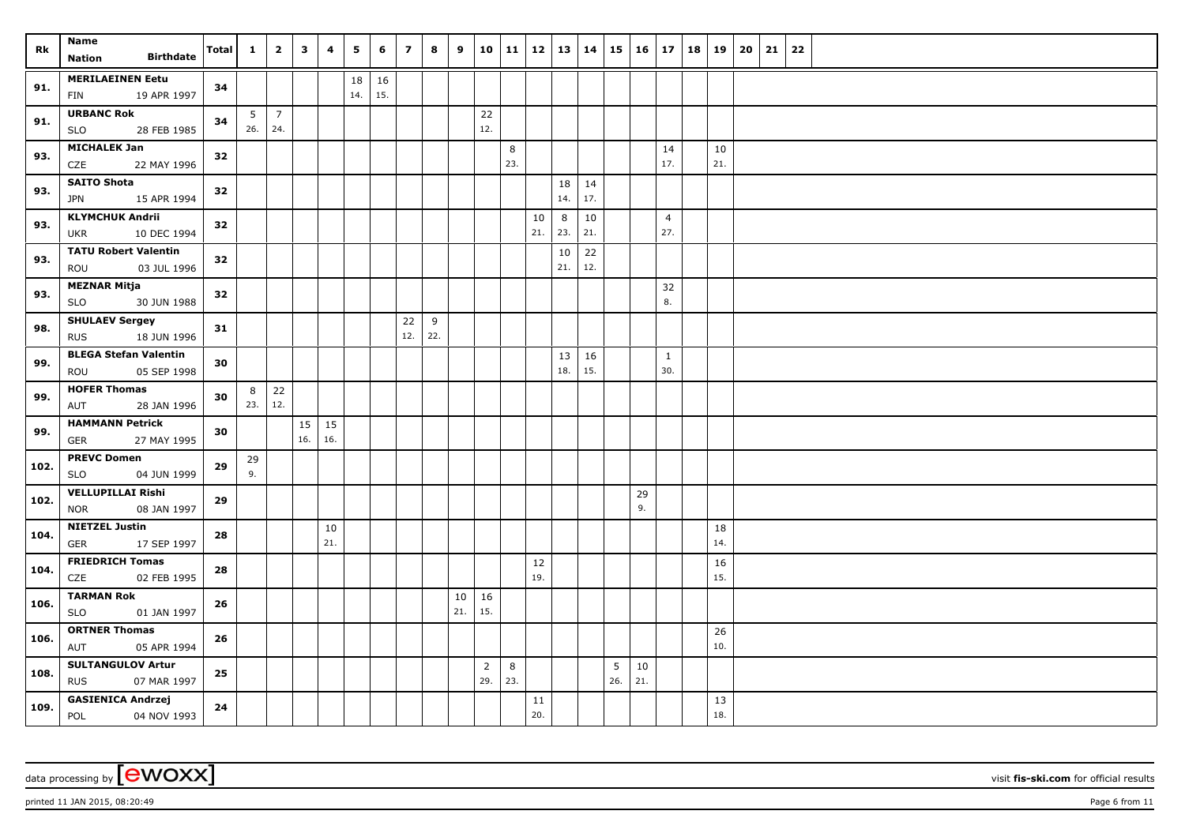| Rk | Name Nation Birthdate | Total | 1 | 2 | 3 | 4 | 5 | 6 | 7 | 8 | 9 | 10 | 11 | 12 | 13 | 14 | 15 | 16 | 17 | 18 | 19 | 20 | 21 | 22 |
|---|---|---|---|---|---|---|---|---|---|---|---|---|---|---|---|---|---|---|---|---|---|---|---|---|
| 91. | MERILAEINEN Eetu FIN 19 APR 1997 | 34 | | | | | 18 14. | 16 15. | | | | | | | | | | | | | | | | |
| 91. | URBANC Rok SLO 28 FEB 1985 | 34 | 5 26. | 7 24. | | | | | | | | 22 12. | | | | | | | | | | | | |
| 93. | MICHALEK Jan CZE 22 MAY 1996 | 32 | | | | | | | | | | | 8 23. | | | | | | 14 17. | | 10 21. | | | |
| 93. | SAITO Shota JPN 15 APR 1994 | 32 | | | | | | | | | | | | | 18 14. | 14 17. | | | | | | | | |
| 93. | KLYMCHUK Andrii UKR 10 DEC 1994 | 32 | | | | | | | | | | | | 10 21. | 8 23. | 10 21. | | | 4 27. | | | | | |
| 93. | TATU Robert Valentin ROU 03 JUL 1996 | 32 | | | | | | | | | | | | | 10 21. | 22 12. | | | | | | | | |
| 93. | MEZNAR Mitja SLO 30 JUN 1988 | 32 | | | | | | | | | | | | | | | | | 32 8. | | | | | |
| 98. | SHULAEV Sergey RUS 18 JUN 1996 | 31 | | | | | | | 22 12. | 9 22. | | | | | | | | | | | | | | |
| 99. | BLEGA Stefan Valentin ROU 05 SEP 1998 | 30 | | | | | | | | | | | | | 13 18. | 16 15. | | | 1 30. | | | | | |
| 99. | HOFER Thomas AUT 28 JAN 1996 | 30 | 8 23. | 22 12. | | | | | | | | | | | | | | | | | | | | |
| 99. | HAMMANN Petrick GER 27 MAY 1995 | 30 | | | 15 16. | 15 16. | | | | | | | | | | | | | | | | | | |
| 102. | PREVC Domen SLO 04 JUN 1999 | 29 | 29 9. | | | | | | | | | | | | | | | | | | | | | |
| 102. | VELLUPILLAI Rishi NOR 08 JAN 1997 | 29 | | | | | | | | | | | | | | | | 29 9. | | | | | | |
| 104. | NIETZEL Justin GER 17 SEP 1997 | 28 | | | | 10 21. | | | | | | | | | | | | | | | 18 14. | | | |
| 104. | FRIEDRICH Tomas CZE 02 FEB 1995 | 28 | | | | | | | | | | | | 12 19. | | | | | | | 16 15. | | | |
| 106. | TARMAN Rok SLO 01 JAN 1997 | 26 | | | | | | | | | 10 21. | 16 15. | | | | | | | | | | | | |
| 106. | ORTNER Thomas AUT 05 APR 1994 | 26 | | | | | | | | | | | | | | | | | | | 26 10. | | | |
| 108. | SULTANGULOV Artur RUS 07 MAR 1997 | 25 | | | | | | | | | | 2 29. | 8 23. | | | | 5 26. | 10 21. | | | | | | |
| 109. | GASIENICA Andrzej POL 04 NOV 1993 | 24 | | | | | | | | | | | | 11 20. | | | | | | | 13 18. | | | |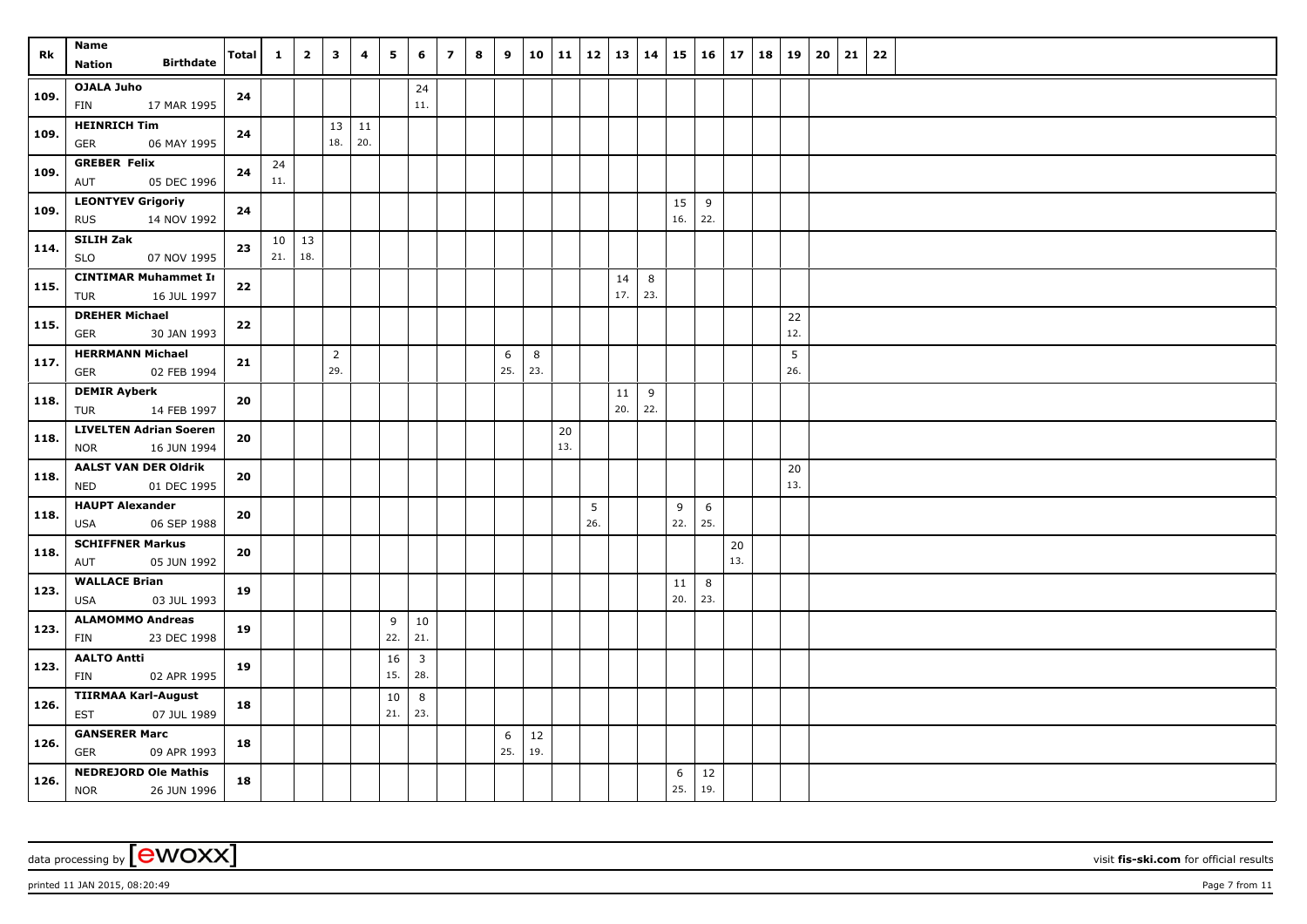| Rk | Name Nation Birthdate | Total | 1 | 2 | 3 | 4 | 5 | 6 | 7 | 8 | 9 | 10 | 11 | 12 | 13 | 14 | 15 | 16 | 17 | 18 | 19 | 20 | 21 | 22 |
|---|---|---|---|---|---|---|---|---|---|---|---|---|---|---|---|---|---|---|---|---|---|---|---|---|
| 109. | OJALA Juho FIN 17 MAR 1995 | 24 | | | | | | 24 11. | | | | | | | | | | | | | | | | |
| 109. | HEINRICH Tim GER 06 MAY 1995 | 24 | | | 13 18. | 11 20. | | | | | | | | | | | | | | | | | | |
| 109. | GREBER Felix AUT 05 DEC 1996 | 24 | 24 11. | | | | | | | | | | | | | | | | | | | | | |
| 109. | LEONTYEV Grigoriy RUS 14 NOV 1992 | 24 | | | | | | | | | | | | | | | 15 16. | 9 22. | | | | | | |
| 114. | SILIH Zak SLO 07 NOV 1995 | 23 | 10 21. | 13 18. | | | | | | | | | | | | | | | | | | | | |
| 115. | CINTIMAR Muhammet Ir TUR 16 JUL 1997 | 22 | | | | | | | | | | | | | 14 17. | 8 23. | | | | | | | | |
| 115. | DREHER Michael GER 30 JAN 1993 | 22 | | | | | | | | | | | | | | | | | | | 22 12. | | | |
| 117. | HERRMANN Michael GER 02 FEB 1994 | 21 | | | 2 29. | | | | | | 6 25. | 8 23. | | | | | | | | | 5 26. | | | |
| 118. | DEMIR Ayberk TUR 14 FEB 1997 | 20 | | | | | | | | | | | | | 11 20. | 9 22. | | | | | | | | |
| 118. | LIVELTEN Adrian Soeren NOR 16 JUN 1994 | 20 | | | | | | | | | | | 20 13. | | | | | | | | | | | |
| 118. | AALST VAN DER Oldrik NED 01 DEC 1995 | 20 | | | | | | | | | | | | | | | | | | | 20 13. | | | |
| 118. | HAUPT Alexander USA 06 SEP 1988 | 20 | | | | | | | | | | | | 5 26. | | | 9 22. | 6 25. | | | | | | |
| 118. | SCHIFFNER Markus AUT 05 JUN 1992 | 20 | | | | | | | | | | | | | | | | | 20 13. | | | | | |
| 123. | WALLACE Brian USA 03 JUL 1993 | 19 | | | | | | | | | | | | | | | 11 20. | 8 23. | | | | | | |
| 123. | ALAMOMMO Andreas FIN 23 DEC 1998 | 19 | | | | | 9 22. | 10 21. | | | | | | | | | | | | | | | | |
| 123. | AALTO Antti FIN 02 APR 1995 | 19 | | | | | 16 15. | 3 28. | | | | | | | | | | | | | | | | |
| 126. | TIIRMAA Karl-August EST 07 JUL 1989 | 18 | | | | | 10 21. | 8 23. | | | | | | | | | | | | | | | | |
| 126. | GANSERER Marc GER 09 APR 1993 | 18 | | | | | | | | | 6 25. | 12 19. | | | | | | | | | | | | |
| 126. | NEDREJORD Ole Mathis NOR 26 JUN 1996 | 18 | | | | | | | | | | | | | | | 6 25. | 12 19. | | | | | | |

data processing by [ewoxx] visit fis-ski.com for official results

printed 11 JAN 2015, 08:20:49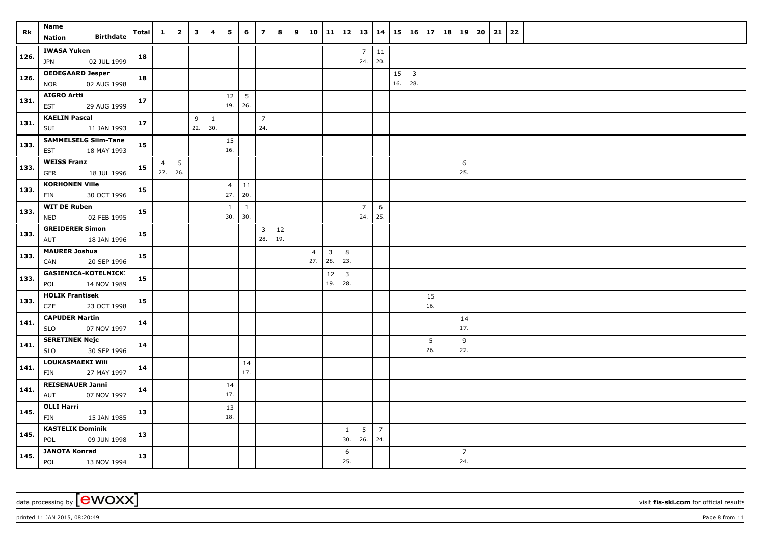| Rk | Name Nation Birthdate | Total | 1 | 2 | 3 | 4 | 5 | 6 | 7 | 8 | 9 | 10 | 11 | 12 | 13 | 14 | 15 | 16 | 17 | 18 | 19 | 20 | 21 | 22 |
|---|---|---|---|---|---|---|---|---|---|---|---|---|---|---|---|---|---|---|---|---|---|---|---|---|
| 126. | IWASA Yuken JPN 02 JUL 1999 | 18 | | | | | | | | | | | | | 7 24. | 11 20. | | | | | | | | |
| 126. | OEDEGAARD Jesper NOR 02 AUG 1998 | 18 | | | | | | | | | | | | | | | 15 16. | 3 28. | | | | | | |
| 131. | AIGRO Artti EST 29 AUG 1999 | 17 | | | | | 12 19. | 5 26. | | | | | | | | | | | | | | | | |
| 131. | KAELIN Pascal SUI 11 JAN 1993 | 17 | | | 9 22. | 1 30. | | | 7 24. | | | | | | | | | | | | | | | |
| 133. | SAMMELSELG Siim-Tanel EST 18 MAY 1993 | 15 | | | | | 15 16. | | | | | | | | | | | | | | | | | |
| 133. | WEISS Franz GER 18 JUL 1996 | 15 | 4 27. | 5 26. | | | | | | | | | | | | | | | | | 6 25. | | | |
| 133. | KORHONEN Ville FIN 30 OCT 1996 | 15 | | | | | 4 27. | 11 20. | | | | | | | | | | | | | | | | |
| 133. | WIT DE Ruben NED 02 FEB 1995 | 15 | | | | | 1 30. | 1 30. | | | | | | | 7 24. | 6 25. | | | | | | | | |
| 133. | GREIDERER Simon AUT 18 JAN 1996 | 15 | | | | | | | 3 28. | 12 19. | | | | | | | | | | | | | | |
| 133. | MAURER Joshua CAN 20 SEP 1996 | 15 | | | | | | | | | | 4 27. | 3 28. | 8 23. | | | | | | | | | | |
| 133. | GASIENICA-KOTELNICKI POL 14 NOV 1989 | 15 | | | | | | | | | | | 12 19. | 3 28. | | | | | | | | | | |
| 133. | HOLIK Frantisek CZE 23 OCT 1998 | 15 | | | | | | | | | | | | | | | | | 15 16. | | | | | |
| 141. | CAPUDER Martin SLO 07 NOV 1997 | 14 | | | | | | | | | | | | | | | | | | | 14 17. | | | |
| 141. | SERETINEK Nejc SLO 30 SEP 1996 | 14 | | | | | | | | | | | | | | | | | 5 26. | | 9 22. | | | |
| 141. | LOUKASMAEKI Wili FIN 27 MAY 1997 | 14 | | | | | | 14 17. | | | | | | | | | | | | | | | | |
| 141. | REISENAUER Janni AUT 07 NOV 1997 | 14 | | | | | 14 17. | | | | | | | | | | | | | | | | | |
| 145. | OLLI Harri FIN 15 JAN 1985 | 13 | | | | | 13 18. | | | | | | | | | | | | | | | | | |
| 145. | KASTELIK Dominik POL 09 JUN 1998 | 13 | | | | | | | | | | | | 1 30. | 5 26. | 7 24. | | | | | | | | |
| 145. | JANOTA Konrad POL 13 NOV 1994 | 13 | | | | | | | | | | | | 6 25. | | | | | | | 7 24. | | | |

data processing by [ewoxx] visit fis-ski.com for official results

printed 11 JAN 2015, 08:20:49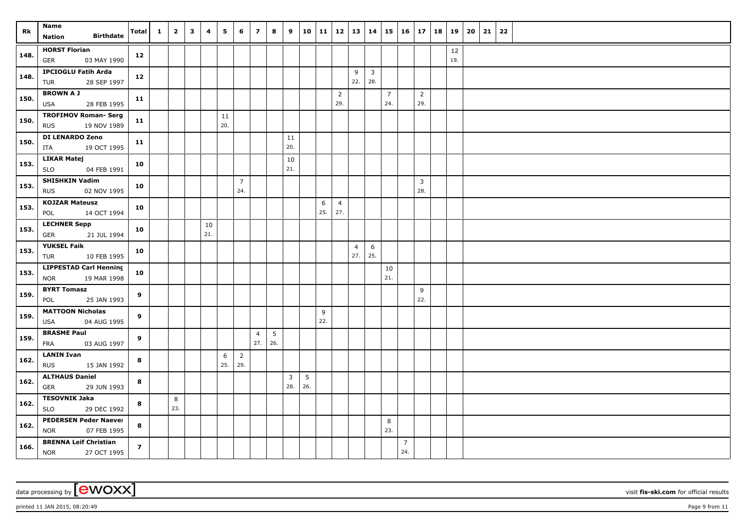| Rk | Name<br>Nation Birthdate | Total | 1 | 2 | 3 | 4 | 5 | 6 | 7 | 8 | 9 | 10 | 11 | 12 | 13 | 14 | 15 | 16 | 17 | 18 | 19 | 20 | 21 | 22 |
|---|---|---|---|---|---|---|---|---|---|---|---|---|---|---|---|---|---|---|---|---|---|---|---|---|
| 148. | HORST Florian<br>GER 03 MAY 1990 | 12 | | | | | | | | | | | | | | | | | | | 12<br>19. | | | |
| 148. | IPCIOGLU Fatih Arda<br>TUR 28 SEP 1997 | 12 | | | | | | | | | | | | | 9<br>22. | 3<br>28. | | | | | | | | |
| 150. | BROWN A J<br>USA 28 FEB 1995 | 11 | | | | | | | | | | | | 2<br>29. | | | 7<br>24. | | 2<br>29. | | | | | |
| 150. | TROFIMOV Roman- Serg<br>RUS 19 NOV 1989 | 11 | | | | | 11<br>20. | | | | | | | | | | | | | | | | | |
| 150. | DI LENARDO Zeno<br>ITA 19 OCT 1995 | 11 | | | | | | | | | 11<br>20. | | | | | | | | | | | | | |
| 153. | LIKAR Matej<br>SLO 04 FEB 1991 | 10 | | | | | | | | | 10<br>21. | | | | | | | | | | | | | |
| 153. | SHISHKIN Vadim<br>RUS 02 NOV 1995 | 10 | | | | | | 7<br>24. | | | | | | | | | | | 3<br>28. | | | | | |
| 153. | KOJZAR Mateusz<br>POL 14 OCT 1994 | 10 | | | | | | | | | | | 6<br>25. | 4<br>27. | | | | | | | | | | |
| 153. | LECHNER Sepp<br>GER 21 JUL 1994 | 10 | | | | 10<br>21. | | | | | | | | | | | | | | | | | | |
| 153. | YUKSEL Faik<br>TUR 10 FEB 1995 | 10 | | | | | | | | | | | | | 4<br>27. | 6<br>25. | | | | | | | | |
| 153. | LIPPESTAD Carl Henning<br>NOR 19 MAR 1998 | 10 | | | | | | | | | | | | | | | 10<br>21. | | | | | | | |
| 159. | BYRT Tomasz<br>POL 25 JAN 1993 | 9 | | | | | | | | | | | | | | | | | 9<br>22. | | | | | |
| 159. | MATTOON Nicholas<br>USA 04 AUG 1995 | 9 | | | | | | | | | | | 9<br>22. | | | | | | | | | | | |
| 159. | BRASME Paul<br>FRA 03 AUG 1997 | 9 | | | | | | | 4<br>27. | 5<br>26. | | | | | | | | | | | | | | |
| 162. | LANIN Ivan<br>RUS 15 JAN 1992 | 8 | | | | | 6<br>25. | 2<br>29. | | | | | | | | | | | | | | | | |
| 162. | ALTHAUS Daniel<br>GER 29 JUN 1993 | 8 | | | | | | | | | 3<br>28. | 5<br>26. | | | | | | | | | | | | |
| 162. | TESOVNIK Jaka<br>SLO 29 DEC 1992 | 8 | | 8<br>23. | | | | | | | | | | | | | | | | | | | | |
| 162. | PEDERSEN Peder Naeves<br>NOR 07 FEB 1995 | 8 | | | | | | | | | | | | | | | 8<br>23. | | | | | | | |
| 166. | BRENNA Leif Christian<br>NOR 27 OCT 1995 | 7 | | | | | | | | | | | | | | | | 7<br>24. | | | | | | |

data processing by [ewoxx] visit fis-ski.com for official results

printed 11 JAN 2015, 08:20:49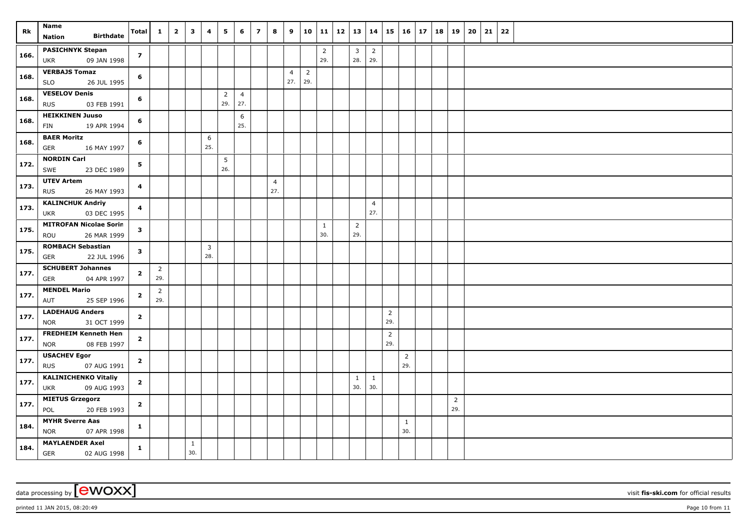| Rk | Name<br>Nation Birthdate | Total | 1 | 2 | 3 | 4 | 5 | 6 | 7 | 8 | 9 | 10 | 11 | 12 | 13 | 14 | 15 | 16 | 17 | 18 | 19 | 20 | 21 | 22 |
|---|---|---|---|---|---|---|---|---|---|---|---|---|---|---|---|---|---|---|---|---|---|---|---|---|
| 166. | **PASICHNYK Stepan**<br>UKR 09 JAN 1998 | **7** | | | | | | | | | | | 2<br>29. | | 3<br>28. | 2<br>29. | | | | | | | | |
| 168. | **VERBAJS Tomaz**<br>SLO 26 JUL 1995 | **6** | | | | | | | | | 4<br>27. | 2<br>29. | | | | | | | | | | | | |
| 168. | **VESELOV Denis**<br>RUS 03 FEB 1991 | **6** | | | | | 2<br>29. | 4<br>27. | | | | | | | | | | | | | | | | |
| 168. | **HEIKKINEN Juuso**<br>FIN 19 APR 1994 | **6** | | | | | | 6<br>25. | | | | | | | | | | | | | | | | |
| 168. | **BAER Moritz**<br>GER 16 MAY 1997 | **6** | | | | 6<br>25. | | | | | | | | | | | | | | | | | | |
| 172. | **NORDIN Carl**<br>SWE 23 DEC 1989 | **5** | | | | | 5<br>26. | | | | | | | | | | | | | | | | | |
| 173. | **UTEV Artem**<br>RUS 26 MAY 1993 | **4** | | | | | | | | 4<br>27. | | | | | | | | | | | | | | |
| 173. | **KALINCHUK Andriy**<br>UKR 03 DEC 1995 | **4** | | | | | | | | | | | | | | 4<br>27. | | | | | | | | |
| 175. | **MITROFAN Nicolae Sorin**<br>ROU 26 MAR 1999 | **3** | | | | | | | | | | | 1<br>30. | | 2<br>29. | | | | | | | | | |
| 175. | **ROMBACH Sebastian**<br>GER 22 JUL 1996 | **3** | | | | 3<br>28. | | | | | | | | | | | | | | | | | | |
| 177. | **SCHUBERT Johannes**<br>GER 04 APR 1997 | **2** | 2<br>29. | | | | | | | | | | | | | | | | | | | | | |
| 177. | **MENDEL Mario**<br>AUT 25 SEP 1996 | **2** | 2<br>29. | | | | | | | | | | | | | | | | | | | | | |
| 177. | **LADEHAUG Anders**<br>NOR 31 OCT 1999 | **2** | | | | | | | | | | | | | | | 2<br>29. | | | | | | | |
| 177. | **FREDHEIM Kenneth Hen**<br>NOR 08 FEB 1997 | **2** | | | | | | | | | | | | | | | 2<br>29. | | | | | | | |
| 177. | **USACHEV Egor**<br>RUS 07 AUG 1991 | **2** | | | | | | | | | | | | | | | | 2<br>29. | | | | | | |
| 177. | **KALINICHENKO Vitaliy**<br>UKR 09 AUG 1993 | **2** | | | | | | | | | | | | | 1<br>30. | 1<br>30. | | | | | | | | |
| 177. | **MIETUS Grzegorz**<br>POL 20 FEB 1993 | **2** | | | | | | | | | | | | | | | | | | | 2<br>29. | | | |
| 184. | **MYHR Sverre Aas**<br>NOR 07 APR 1998 | **1** | | | | | | | | | | | | | | | | 1<br>30. | | | | | | |
| 184. | **MAYLAENDER Axel**<br>GER 02 AUG 1998 | **1** | | | 1<br>30. | | | | | | | | | | | | | | | | | | | |

data processing by [ewoxx] visit **fis-ski.com** for official results

printed 11 JAN 2015, 08:20:49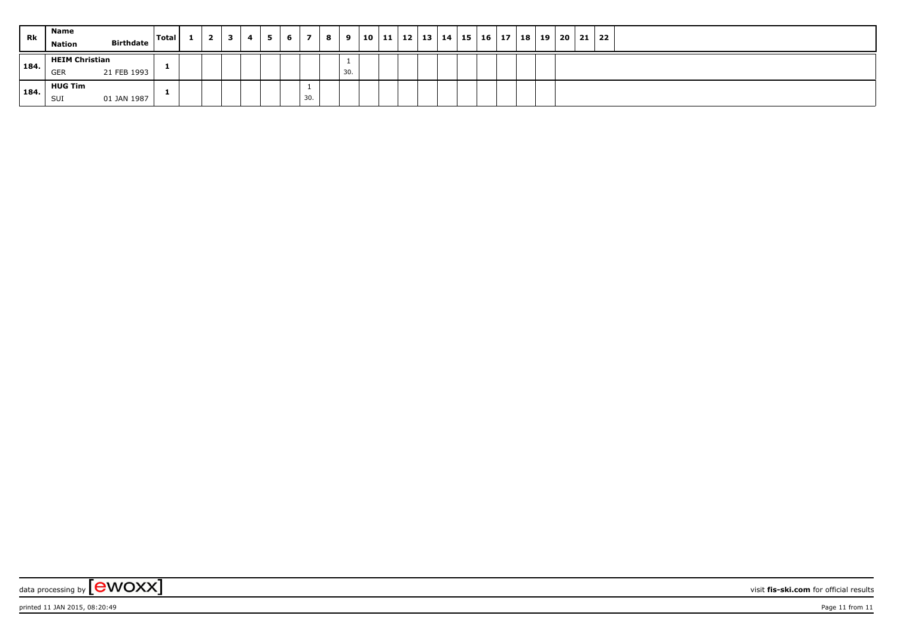| Rk | Name / Nation | Birthdate | Total | 1 | 2 | 3 | 4 | 5 | 6 | 7 | 8 | 9 | 10 | 11 | 12 | 13 | 14 | 15 | 16 | 17 | 18 | 19 | 20 | 21 | 22 |
|---|---|---|---|---|---|---|---|---|---|---|---|---|---|---|---|---|---|---|---|---|---|---|---|---|---|
| 184. | HEIM Christian GER | 21 FEB 1993 | 1 | | | | | | | | | 1 30. | | | | | | | | | | | | | |
| 184. | HUG Tim SUI | 01 JAN 1987 | 1 | | | | | | | 1 30. | | | | | | | | | | | | | | | |

data processing by [ewoxx]

visit fis-ski.com for official results

printed 11 JAN 2015, 08:20:49